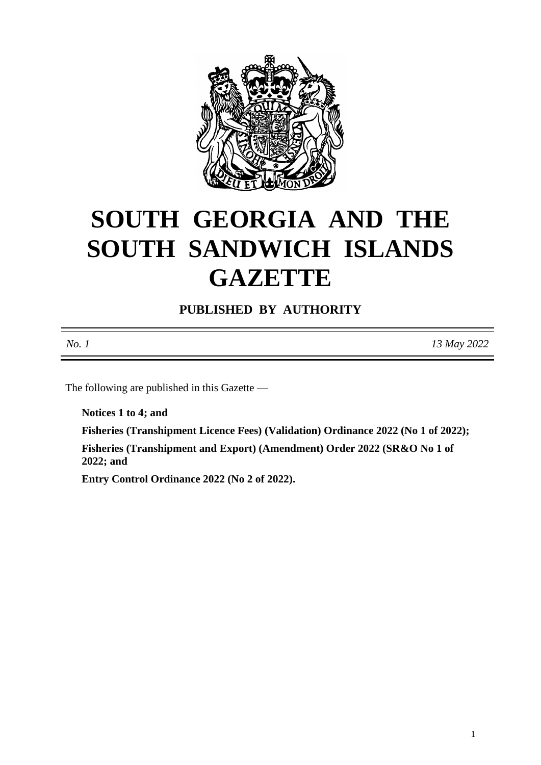# SOUTH GEORGIA AND THE SOUTH SANDWICH ISLANDS GAZETTE

**PUBLISHED BY AUTHORITY**

*No. 1* *13 May 2022*

The following are published in this Gazette —

**Notices 1 to 4; and**

**Fisheries (Transhipment Licence Fees) (Validation) Ordinance 2022 (No 1 of 2022);**

**Fisheries (Transhipment and Export) (Amendment) Order 2022 (SR&O No 1 of 2022; and**

**Entry Control Ordinance 2022 (No 2 of 2022).**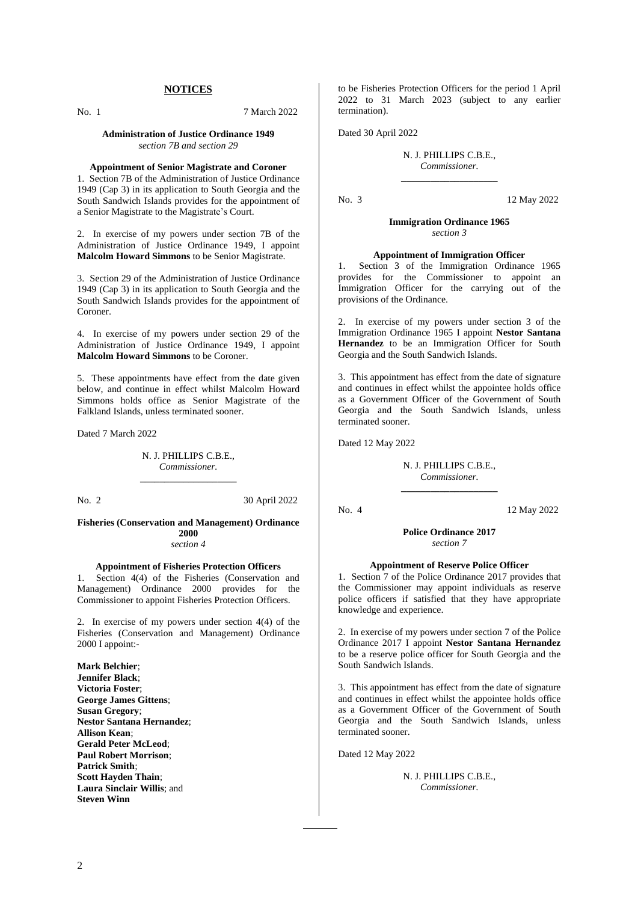## NOTICES

No. 1 7 March 2022

**Administration of Justice Ordinance 1949**
*section 7B and section 29*

**Appointment of Senior Magistrate and Coroner**

1. Section 7B of the Administration of Justice Ordinance 1949 (Cap 3) in its application to South Georgia and the South Sandwich Islands provides for the appointment of a Senior Magistrate to the Magistrate's Court.

2. In exercise of my powers under section 7B of the Administration of Justice Ordinance 1949, I appoint **Malcolm Howard Simmons** to be Senior Magistrate.

3. Section 29 of the Administration of Justice Ordinance 1949 (Cap 3) in its application to South Georgia and the South Sandwich Islands provides for the appointment of Coroner.

4. In exercise of my powers under section 29 of the Administration of Justice Ordinance 1949, I appoint **Malcolm Howard Simmons** to be Coroner.

5. These appointments have effect from the date given below, and continue in effect whilst Malcolm Howard Simmons holds office as Senior Magistrate of the Falkland Islands, unless terminated sooner.

Dated 7 March 2022

N. J. PHILLIPS C.B.E.,
*Commissioner.*

---

No. 2 30 April 2022

**Fisheries (Conservation and Management) Ordinance 2000**
*section 4*

**Appointment of Fisheries Protection Officers**

1. Section 4(4) of the Fisheries (Conservation and Management) Ordinance 2000 provides for the Commissioner to appoint Fisheries Protection Officers.

2. In exercise of my powers under section 4(4) of the Fisheries (Conservation and Management) Ordinance 2000 I appoint:-

**Mark Belchier**;
**Jennifer Black**;
**Victoria Foster**;
**George James Gittens**;
**Susan Gregory**;
**Nestor Santana Hernandez**;
**Allison Kean**;
**Gerald Peter McLeod**;
**Paul Robert Morrison**;
**Patrick Smith**;
**Scott Hayden Thain**;
**Laura Sinclair Willis**; and
**Steven Winn**

to be Fisheries Protection Officers for the period 1 April 2022 to 31 March 2023 (subject to any earlier termination).

Dated 30 April 2022

N. J. PHILLIPS C.B.E.,
*Commissioner.*

---

No. 3 12 May 2022

**Immigration Ordinance 1965**
*section 3*

**Appointment of Immigration Officer**

1. Section 3 of the Immigration Ordinance 1965 provides for the Commissioner to appoint an Immigration Officer for the carrying out of the provisions of the Ordinance.

2. In exercise of my powers under section 3 of the Immigration Ordinance 1965 I appoint **Nestor Santana Hernandez** to be an Immigration Officer for South Georgia and the South Sandwich Islands.

3. This appointment has effect from the date of signature and continues in effect whilst the appointee holds office as a Government Officer of the Government of South Georgia and the South Sandwich Islands, unless terminated sooner.

Dated 12 May 2022

N. J. PHILLIPS C.B.E.,
*Commissioner.*

---

No. 4 12 May 2022

**Police Ordinance 2017**
*section 7*

**Appointment of Reserve Police Officer**

1. Section 7 of the Police Ordinance 2017 provides that the Commissioner may appoint individuals as reserve police officers if satisfied that they have appropriate knowledge and experience.

2. In exercise of my powers under section 7 of the Police Ordinance 2017 I appoint **Nestor Santana Hernandez** to be a reserve police officer for South Georgia and the South Sandwich Islands.

3. This appointment has effect from the date of signature and continues in effect whilst the appointee holds office as a Government Officer of the Government of South Georgia and the South Sandwich Islands, unless terminated sooner.

Dated 12 May 2022

N. J. PHILLIPS C.B.E.,
*Commissioner.*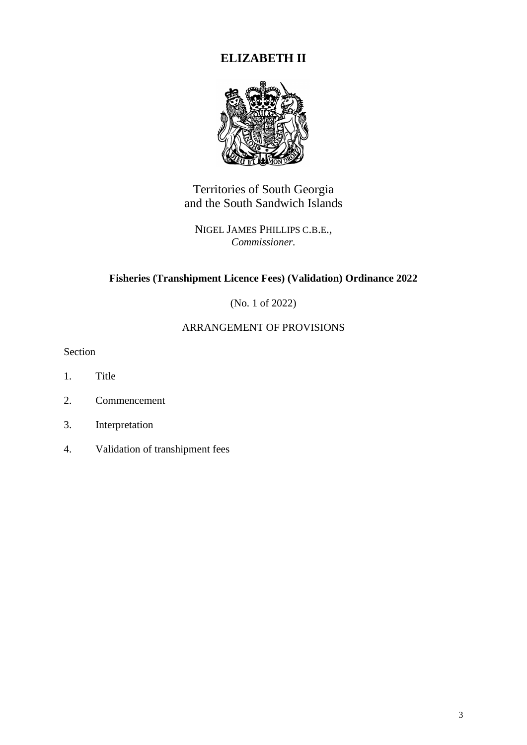# ELIZABETH II

Territories of South Georgia
and the South Sandwich Islands

NIGEL JAMES PHILLIPS C.B.E.,
*Commissioner.*

## Fisheries (Transhipment Licence Fees) (Validation) Ordinance 2022

(No. 1 of 2022)

ARRANGEMENT OF PROVISIONS

Section

1. Title
2. Commencement
3. Interpretation
4. Validation of transhipment fees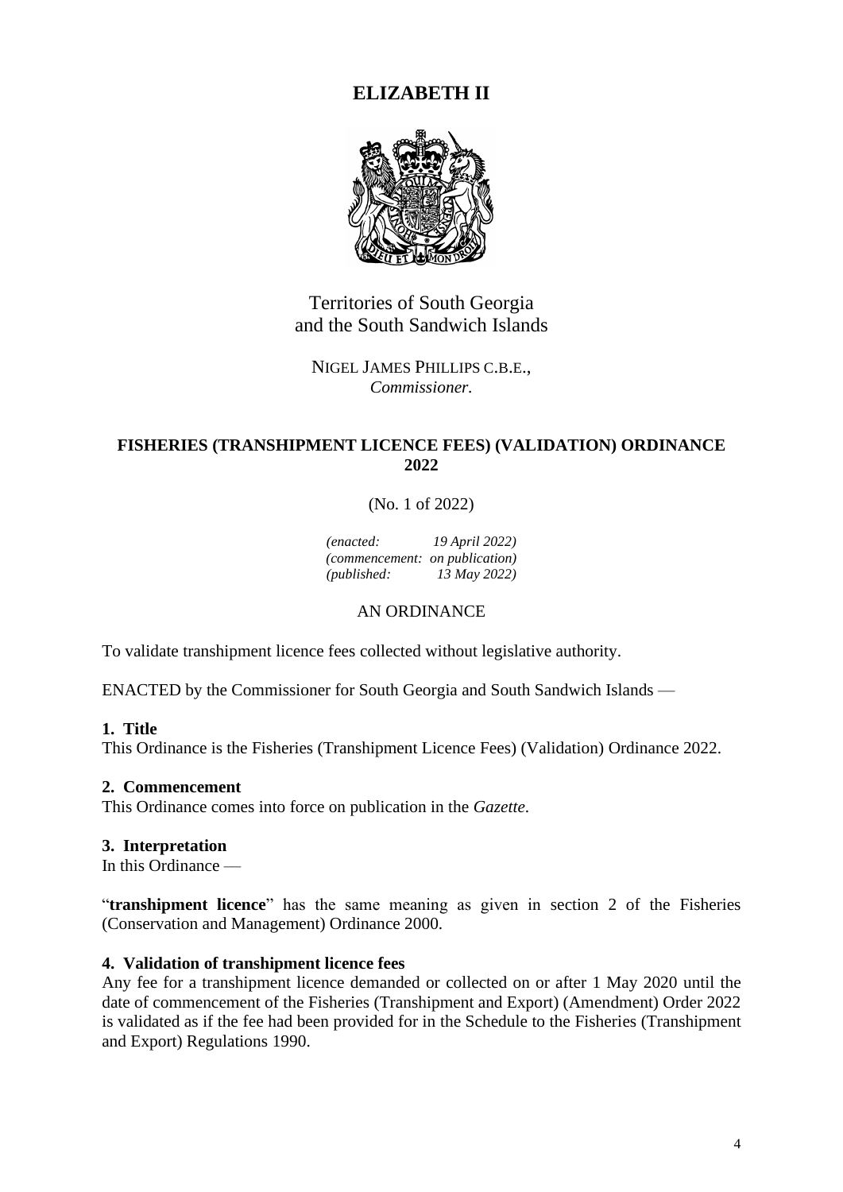# ELIZABETH II

Territories of South Georgia
and the South Sandwich Islands

NIGEL JAMES PHILLIPS C.B.E.,
*Commissioner.*

## FISHERIES (TRANSHIPMENT LICENCE FEES) (VALIDATION) ORDINANCE 2022

(No. 1 of 2022)

*(enacted: 19 April 2022)*
*(commencement: on publication)*
*(published: 13 May 2022)*

AN ORDINANCE

To validate transhipment licence fees collected without legislative authority.

ENACTED by the Commissioner for South Georgia and South Sandwich Islands —

### 1. Title

This Ordinance is the Fisheries (Transhipment Licence Fees) (Validation) Ordinance 2022.

### 2. Commencement

This Ordinance comes into force on publication in the *Gazette.*

### 3. Interpretation

In this Ordinance —

"**transhipment licence**" has the same meaning as given in section 2 of the Fisheries (Conservation and Management) Ordinance 2000.

### 4. Validation of transhipment licence fees

Any fee for a transhipment licence demanded or collected on or after 1 May 2020 until the date of commencement of the Fisheries (Transhipment and Export) (Amendment) Order 2022 is validated as if the fee had been provided for in the Schedule to the Fisheries (Transhipment and Export) Regulations 1990.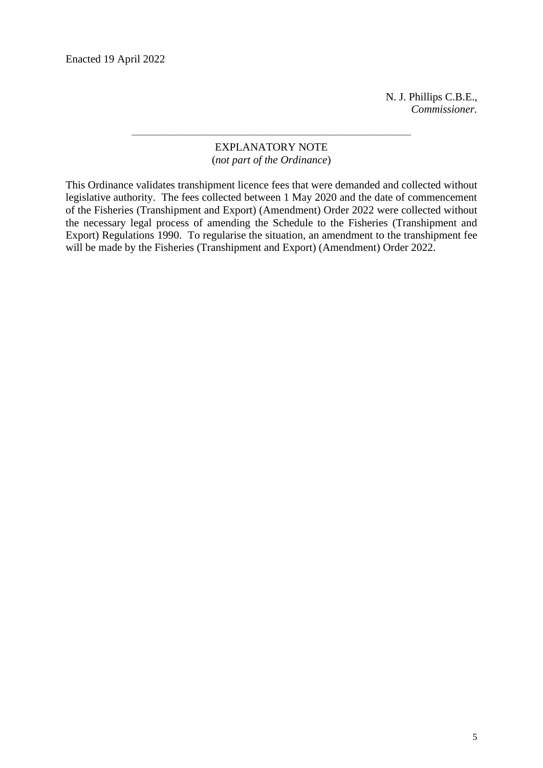Enacted 19 April 2022

N. J. Phillips C.B.E.,
*Commissioner.*

---

EXPLANATORY NOTE
(*not part of the Ordinance*)

This Ordinance validates transhipment licence fees that were demanded and collected without legislative authority. The fees collected between 1 May 2020 and the date of commencement of the Fisheries (Transhipment and Export) (Amendment) Order 2022 were collected without the necessary legal process of amending the Schedule to the Fisheries (Transhipment and Export) Regulations 1990. To regularise the situation, an amendment to the transhipment fee will be made by the Fisheries (Transhipment and Export) (Amendment) Order 2022.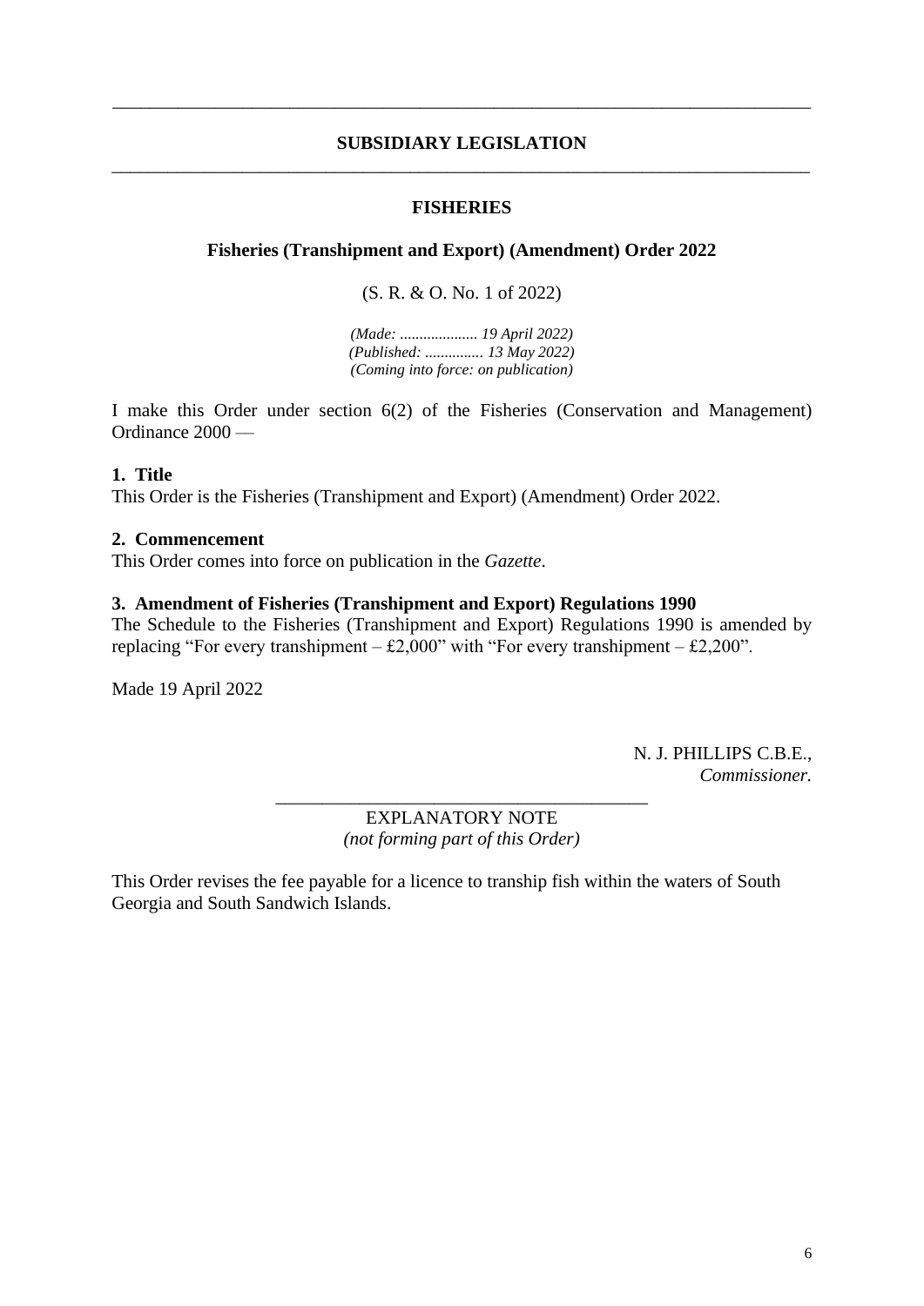---

## SUBSIDIARY LEGISLATION

---

### FISHERIES

### Fisheries (Transhipment and Export) (Amendment) Order 2022

(S. R. & O. No. 1 of 2022)

*(Made: .................... 19 April 2022)*
*(Published: ............... 13 May 2022)*
*(Coming into force: on publication)*

I make this Order under section 6(2) of the Fisheries (Conservation and Management) Ordinance 2000 —

**1. Title**
This Order is the Fisheries (Transhipment and Export) (Amendment) Order 2022.

**2. Commencement**
This Order comes into force on publication in the *Gazette*.

**3. Amendment of Fisheries (Transhipment and Export) Regulations 1990**
The Schedule to the Fisheries (Transhipment and Export) Regulations 1990 is amended by replacing "For every transhipment – £2,000" with "For every transhipment – £2,200".

Made 19 April 2022

N. J. PHILLIPS C.B.E.,
*Commissioner.*

---

EXPLANATORY NOTE
*(not forming part of this Order)*

This Order revises the fee payable for a licence to tranship fish within the waters of South Georgia and South Sandwich Islands.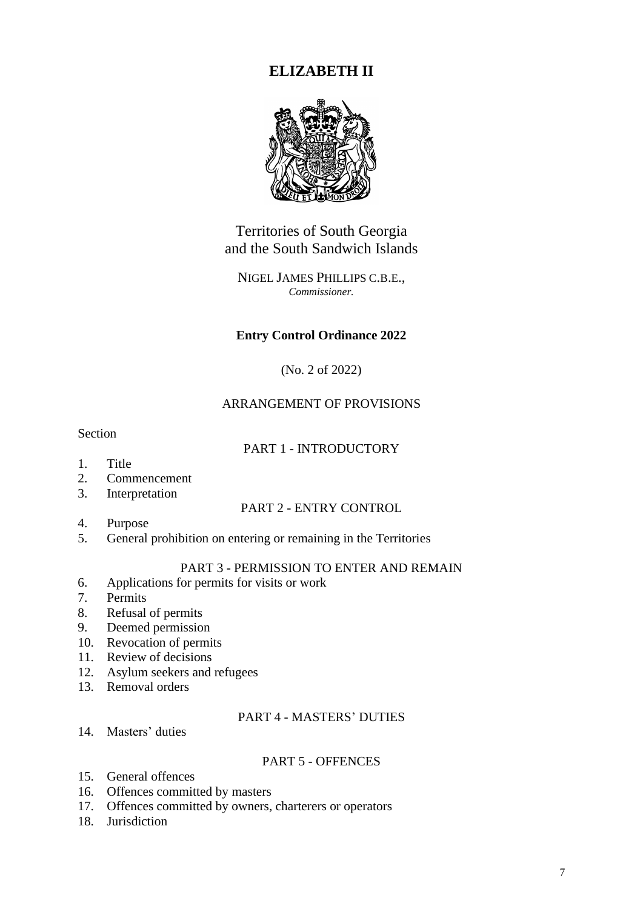# ELIZABETH II

Territories of South Georgia
and the South Sandwich Islands

NIGEL JAMES PHILLIPS C.B.E.,
*Commissioner.*

**Entry Control Ordinance 2022**

(No. 2 of 2022)

ARRANGEMENT OF PROVISIONS

Section

PART 1 - INTRODUCTORY

1. Title
2. Commencement
3. Interpretation

PART 2 - ENTRY CONTROL

4. Purpose
5. General prohibition on entering or remaining in the Territories

PART 3 - PERMISSION TO ENTER AND REMAIN

6. Applications for permits for visits or work
7. Permits
8. Refusal of permits
9. Deemed permission
10. Revocation of permits
11. Review of decisions
12. Asylum seekers and refugees
13. Removal orders

PART 4 - MASTERS' DUTIES

14. Masters' duties

PART 5 - OFFENCES

15. General offences
16. Offences committed by masters
17. Offences committed by owners, charterers or operators
18. Jurisdiction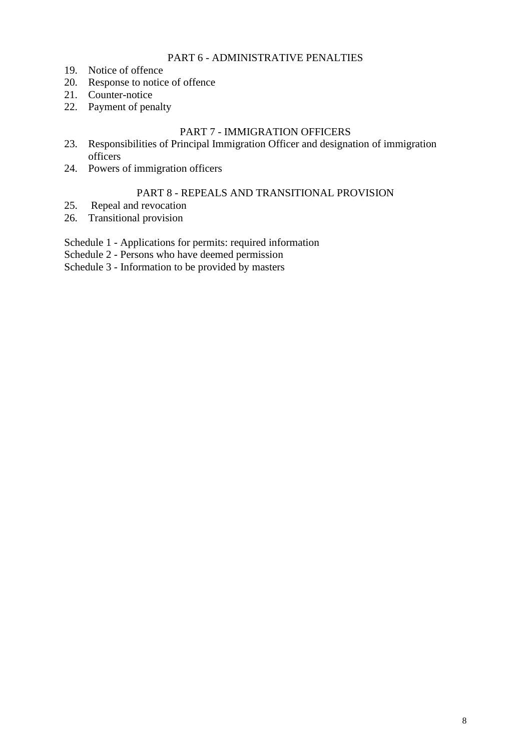PART 6 - ADMINISTRATIVE PENALTIES

19. Notice of offence
20. Response to notice of offence
21. Counter-notice
22. Payment of penalty

PART 7 - IMMIGRATION OFFICERS

23. Responsibilities of Principal Immigration Officer and designation of immigration officers
24. Powers of immigration officers

PART 8 - REPEALS AND TRANSITIONAL PROVISION

25. Repeal and revocation
26. Transitional provision

Schedule 1 - Applications for permits: required information
Schedule 2 - Persons who have deemed permission
Schedule 3 - Information to be provided by masters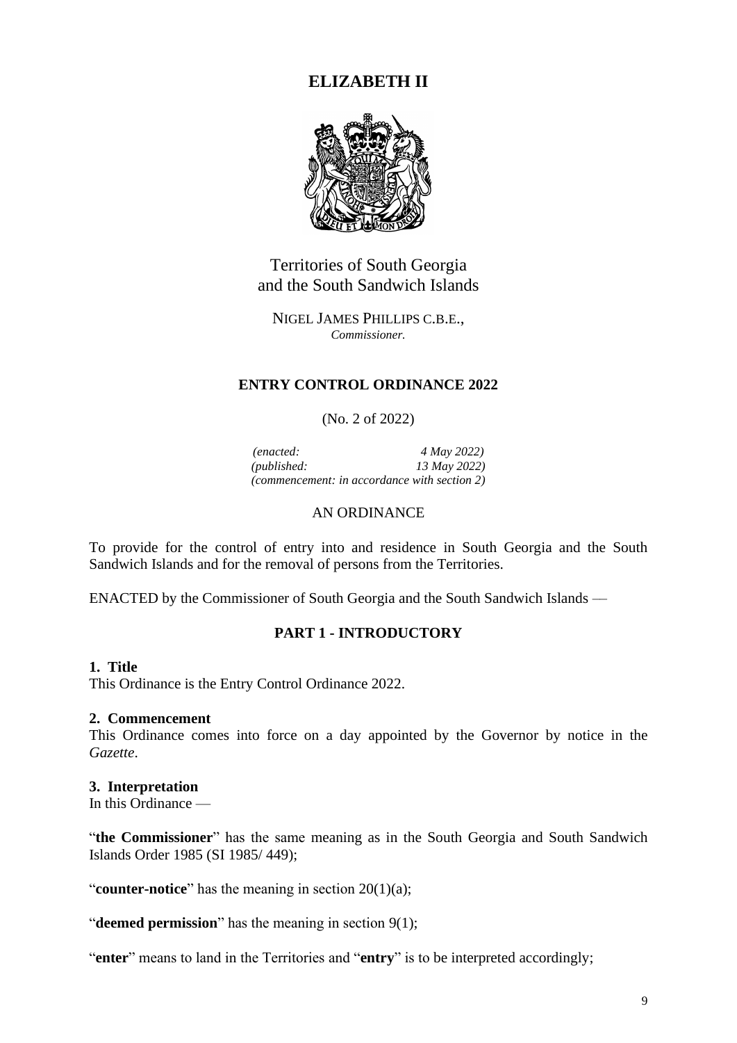# ELIZABETH II

Territories of South Georgia
and the South Sandwich Islands

NIGEL JAMES PHILLIPS C.B.E.,
*Commissioner.*

## ENTRY CONTROL ORDINANCE 2022

(No. 2 of 2022)

*(enacted: 4 May 2022)*
*(published: 13 May 2022)*
*(commencement: in accordance with section 2)*

AN ORDINANCE

To provide for the control of entry into and residence in South Georgia and the South Sandwich Islands and for the removal of persons from the Territories.

ENACTED by the Commissioner of South Georgia and the South Sandwich Islands —

### PART 1 - INTRODUCTORY

**1. Title**
This Ordinance is the Entry Control Ordinance 2022.

**2. Commencement**
This Ordinance comes into force on a day appointed by the Governor by notice in the *Gazette*.

**3. Interpretation**
In this Ordinance —

"**the Commissioner**" has the same meaning as in the South Georgia and South Sandwich Islands Order 1985 (SI 1985/ 449);

"**counter-notice**" has the meaning in section 20(1)(a);

"**deemed permission**" has the meaning in section 9(1);

"**enter**" means to land in the Territories and "**entry**" is to be interpreted accordingly;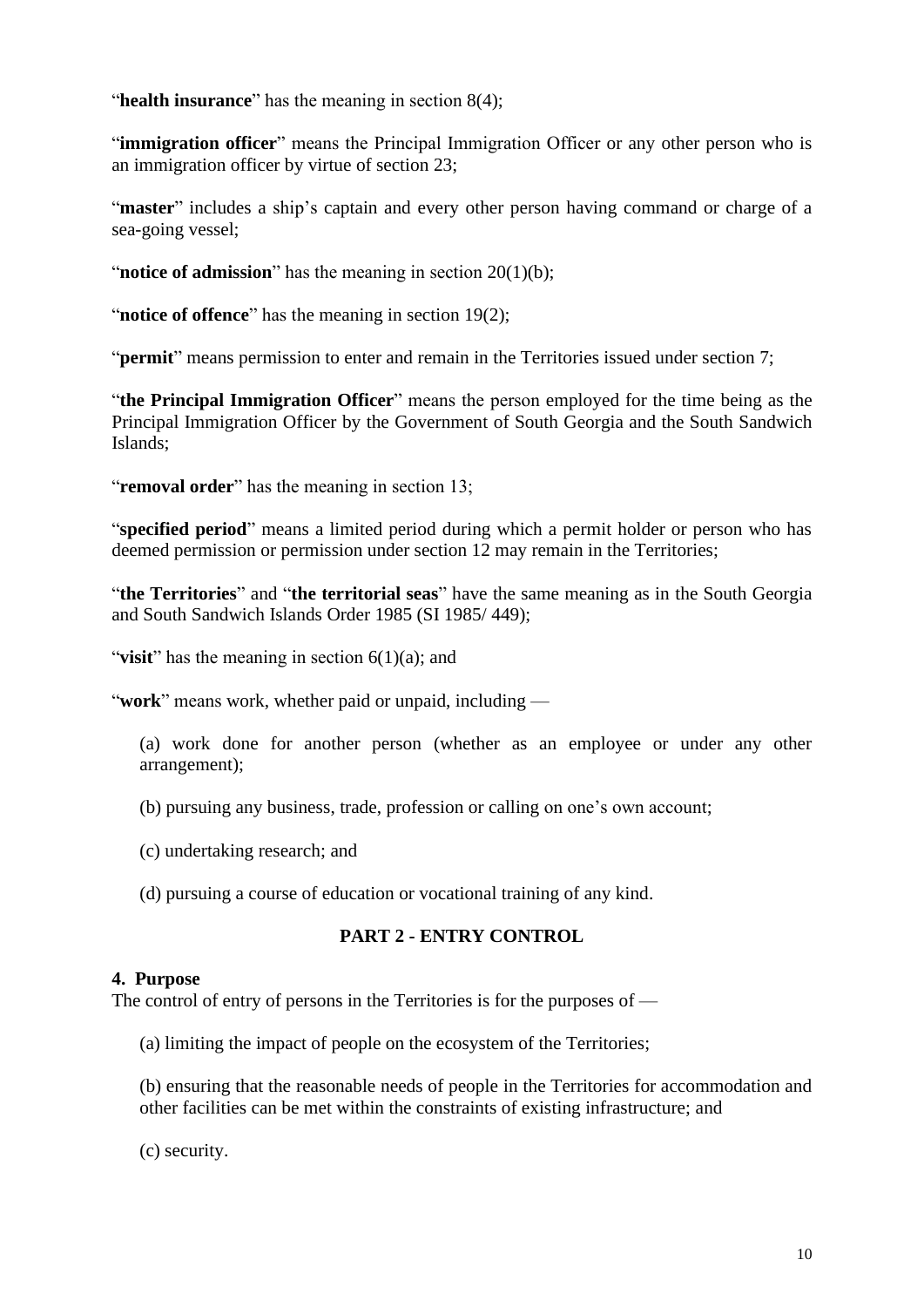"**health insurance**" has the meaning in section 8(4);

"**immigration officer**" means the Principal Immigration Officer or any other person who is an immigration officer by virtue of section 23;

"**master**" includes a ship's captain and every other person having command or charge of a sea-going vessel;

"**notice of admission**" has the meaning in section 20(1)(b);

"**notice of offence**" has the meaning in section 19(2);

"**permit**" means permission to enter and remain in the Territories issued under section 7;

"**the Principal Immigration Officer**" means the person employed for the time being as the Principal Immigration Officer by the Government of South Georgia and the South Sandwich Islands;

"**removal order**" has the meaning in section 13;

"**specified period**" means a limited period during which a permit holder or person who has deemed permission or permission under section 12 may remain in the Territories;

"**the Territories**" and "**the territorial seas**" have the same meaning as in the South Georgia and South Sandwich Islands Order 1985 (SI 1985/ 449);

"**visit**" has the meaning in section 6(1)(a); and

"**work**" means work, whether paid or unpaid, including —

(a) work done for another person (whether as an employee or under any other arrangement);

(b) pursuing any business, trade, profession or calling on one's own account;

(c) undertaking research; and

(d) pursuing a course of education or vocational training of any kind.

## PART 2 - ENTRY CONTROL

**4. Purpose**

The control of entry of persons in the Territories is for the purposes of —

(a) limiting the impact of people on the ecosystem of the Territories;

(b) ensuring that the reasonable needs of people in the Territories for accommodation and other facilities can be met within the constraints of existing infrastructure; and

(c) security.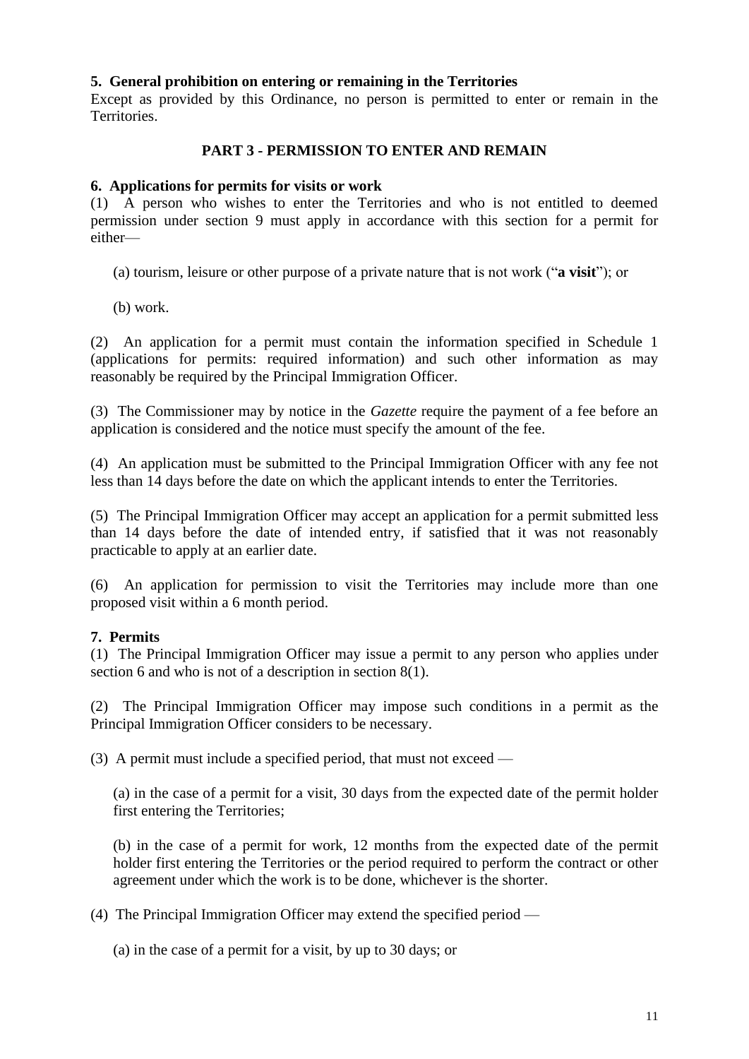**5. General prohibition on entering or remaining in the Territories**
Except as provided by this Ordinance, no person is permitted to enter or remain in the Territories.

## PART 3 - PERMISSION TO ENTER AND REMAIN

**6. Applications for permits for visits or work**
(1) A person who wishes to enter the Territories and who is not entitled to deemed permission under section 9 must apply in accordance with this section for a permit for either—

(a) tourism, leisure or other purpose of a private nature that is not work ("**a visit**"); or

(b) work.

(2) An application for a permit must contain the information specified in Schedule 1 (applications for permits: required information) and such other information as may reasonably be required by the Principal Immigration Officer.

(3) The Commissioner may by notice in the *Gazette* require the payment of a fee before an application is considered and the notice must specify the amount of the fee.

(4) An application must be submitted to the Principal Immigration Officer with any fee not less than 14 days before the date on which the applicant intends to enter the Territories.

(5) The Principal Immigration Officer may accept an application for a permit submitted less than 14 days before the date of intended entry, if satisfied that it was not reasonably practicable to apply at an earlier date.

(6) An application for permission to visit the Territories may include more than one proposed visit within a 6 month period.

**7. Permits**
(1) The Principal Immigration Officer may issue a permit to any person who applies under section 6 and who is not of a description in section 8(1).

(2) The Principal Immigration Officer may impose such conditions in a permit as the Principal Immigration Officer considers to be necessary.

(3) A permit must include a specified period, that must not exceed —

(a) in the case of a permit for a visit, 30 days from the expected date of the permit holder first entering the Territories;

(b) in the case of a permit for work, 12 months from the expected date of the permit holder first entering the Territories or the period required to perform the contract or other agreement under which the work is to be done, whichever is the shorter.

(4) The Principal Immigration Officer may extend the specified period —

(a) in the case of a permit for a visit, by up to 30 days; or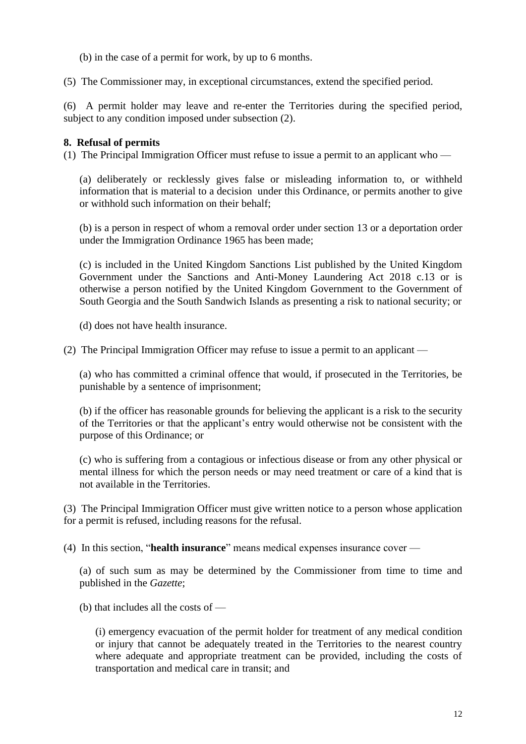(b) in the case of a permit for work, by up to 6 months.

(5) The Commissioner may, in exceptional circumstances, extend the specified period.

(6) A permit holder may leave and re-enter the Territories during the specified period, subject to any condition imposed under subsection (2).

**8. Refusal of permits**

(1) The Principal Immigration Officer must refuse to issue a permit to an applicant who —

(a) deliberately or recklessly gives false or misleading information to, or withheld information that is material to a decision under this Ordinance, or permits another to give or withhold such information on their behalf;

(b) is a person in respect of whom a removal order under section 13 or a deportation order under the Immigration Ordinance 1965 has been made;

(c) is included in the United Kingdom Sanctions List published by the United Kingdom Government under the Sanctions and Anti-Money Laundering Act 2018 c.13 or is otherwise a person notified by the United Kingdom Government to the Government of South Georgia and the South Sandwich Islands as presenting a risk to national security; or

(d) does not have health insurance.

(2) The Principal Immigration Officer may refuse to issue a permit to an applicant —

(a) who has committed a criminal offence that would, if prosecuted in the Territories, be punishable by a sentence of imprisonment;

(b) if the officer has reasonable grounds for believing the applicant is a risk to the security of the Territories or that the applicant's entry would otherwise not be consistent with the purpose of this Ordinance; or

(c) who is suffering from a contagious or infectious disease or from any other physical or mental illness for which the person needs or may need treatment or care of a kind that is not available in the Territories.

(3) The Principal Immigration Officer must give written notice to a person whose application for a permit is refused, including reasons for the refusal.

(4) In this section, "**health insurance**" means medical expenses insurance cover —

(a) of such sum as may be determined by the Commissioner from time to time and published in the *Gazette*;

(b) that includes all the costs of —

(i) emergency evacuation of the permit holder for treatment of any medical condition or injury that cannot be adequately treated in the Territories to the nearest country where adequate and appropriate treatment can be provided, including the costs of transportation and medical care in transit; and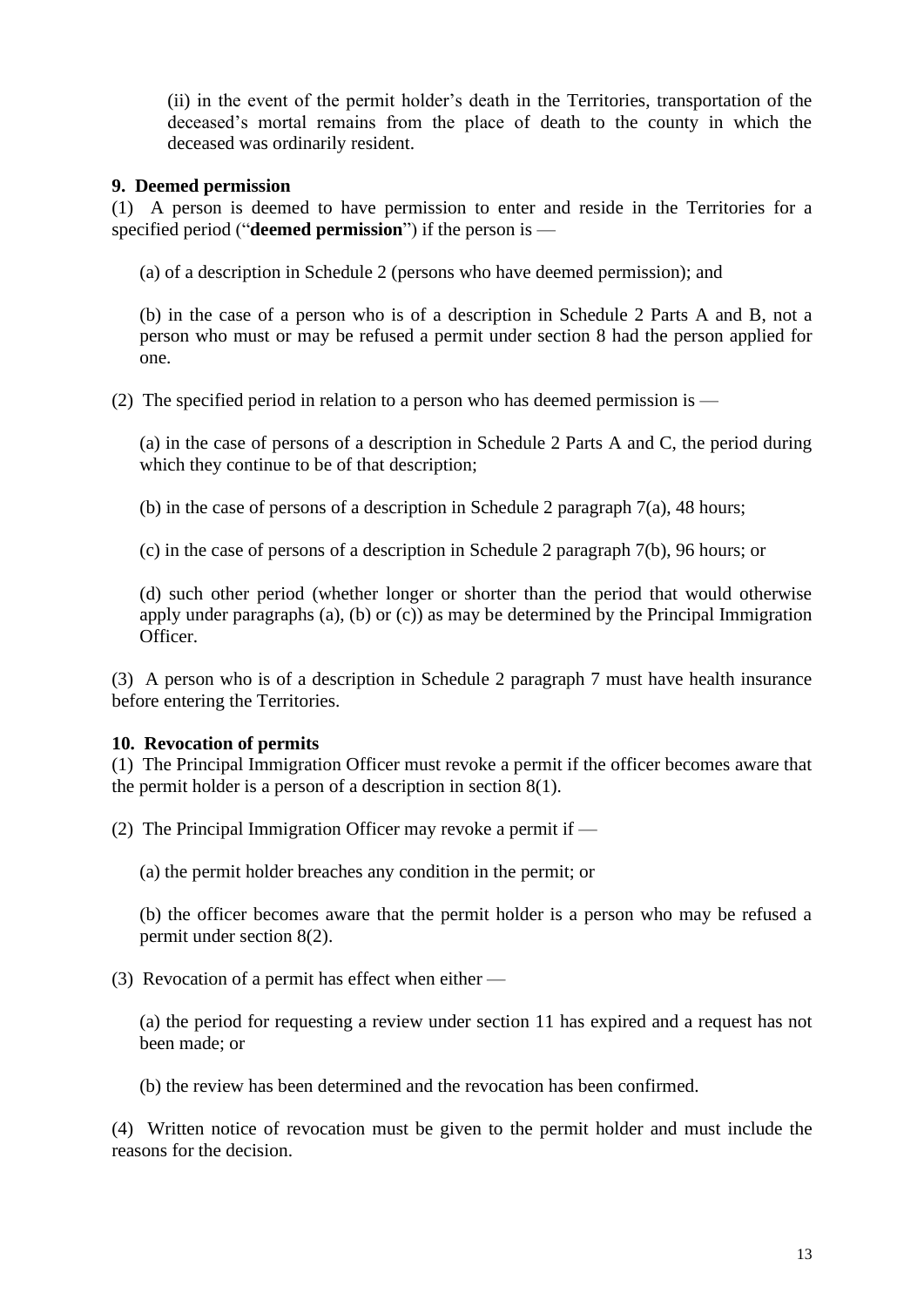(ii) in the event of the permit holder's death in the Territories, transportation of the deceased's mortal remains from the place of death to the county in which the deceased was ordinarily resident.

**9. Deemed permission**

(1) A person is deemed to have permission to enter and reside in the Territories for a specified period ("**deemed permission**") if the person is —

(a) of a description in Schedule 2 (persons who have deemed permission); and

(b) in the case of a person who is of a description in Schedule 2 Parts A and B, not a person who must or may be refused a permit under section 8 had the person applied for one.

(2) The specified period in relation to a person who has deemed permission is —

(a) in the case of persons of a description in Schedule 2 Parts A and C, the period during which they continue to be of that description;

(b) in the case of persons of a description in Schedule 2 paragraph 7(a), 48 hours;

(c) in the case of persons of a description in Schedule 2 paragraph 7(b), 96 hours; or

(d) such other period (whether longer or shorter than the period that would otherwise apply under paragraphs (a), (b) or (c)) as may be determined by the Principal Immigration Officer.

(3) A person who is of a description in Schedule 2 paragraph 7 must have health insurance before entering the Territories.

**10. Revocation of permits**

(1) The Principal Immigration Officer must revoke a permit if the officer becomes aware that the permit holder is a person of a description in section 8(1).

(2) The Principal Immigration Officer may revoke a permit if —

(a) the permit holder breaches any condition in the permit; or

(b) the officer becomes aware that the permit holder is a person who may be refused a permit under section 8(2).

(3) Revocation of a permit has effect when either —

(a) the period for requesting a review under section 11 has expired and a request has not been made; or

(b) the review has been determined and the revocation has been confirmed.

(4) Written notice of revocation must be given to the permit holder and must include the reasons for the decision.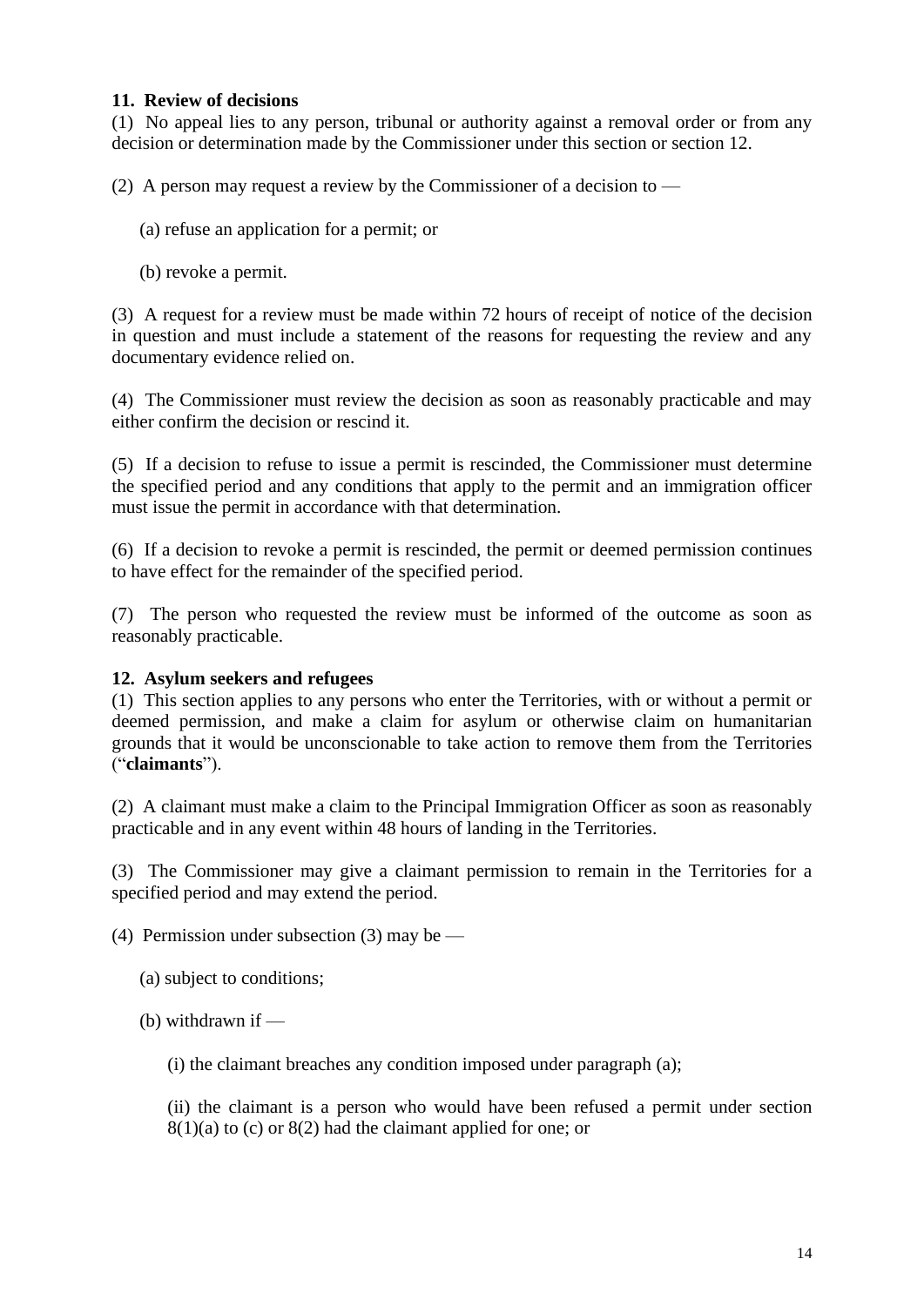**11. Review of decisions**

(1) No appeal lies to any person, tribunal or authority against a removal order or from any decision or determination made by the Commissioner under this section or section 12.

(2) A person may request a review by the Commissioner of a decision to —

(a) refuse an application for a permit; or

(b) revoke a permit.

(3) A request for a review must be made within 72 hours of receipt of notice of the decision in question and must include a statement of the reasons for requesting the review and any documentary evidence relied on.

(4) The Commissioner must review the decision as soon as reasonably practicable and may either confirm the decision or rescind it.

(5) If a decision to refuse to issue a permit is rescinded, the Commissioner must determine the specified period and any conditions that apply to the permit and an immigration officer must issue the permit in accordance with that determination.

(6) If a decision to revoke a permit is rescinded, the permit or deemed permission continues to have effect for the remainder of the specified period.

(7) The person who requested the review must be informed of the outcome as soon as reasonably practicable.

**12. Asylum seekers and refugees**

(1) This section applies to any persons who enter the Territories, with or without a permit or deemed permission, and make a claim for asylum or otherwise claim on humanitarian grounds that it would be unconscionable to take action to remove them from the Territories ("**claimants**").

(2) A claimant must make a claim to the Principal Immigration Officer as soon as reasonably practicable and in any event within 48 hours of landing in the Territories.

(3) The Commissioner may give a claimant permission to remain in the Territories for a specified period and may extend the period.

(4) Permission under subsection (3) may be —

(a) subject to conditions;

(b) withdrawn if —

(i) the claimant breaches any condition imposed under paragraph (a);

(ii) the claimant is a person who would have been refused a permit under section 8(1)(a) to (c) or 8(2) had the claimant applied for one; or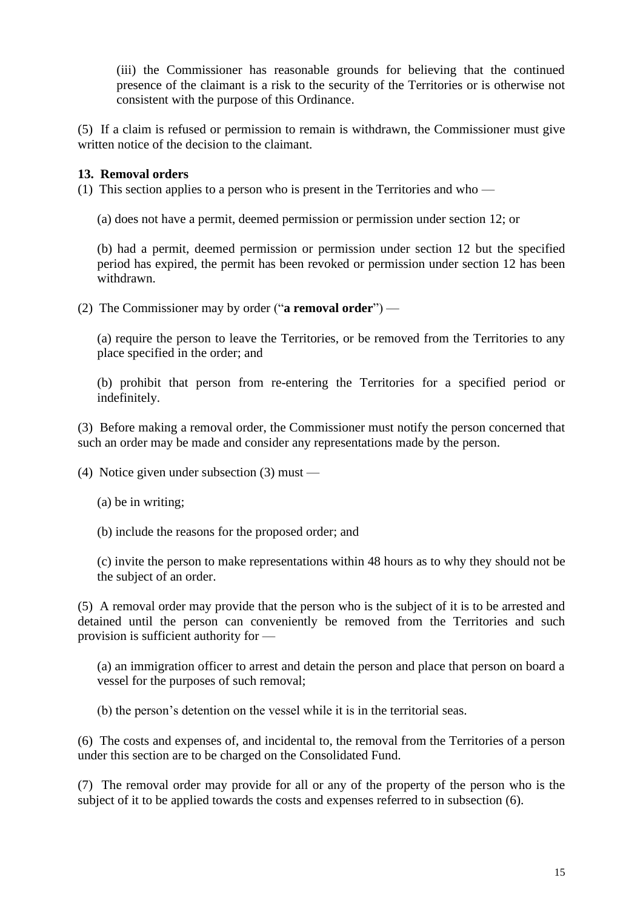(iii) the Commissioner has reasonable grounds for believing that the continued presence of the claimant is a risk to the security of the Territories or is otherwise not consistent with the purpose of this Ordinance.

(5) If a claim is refused or permission to remain is withdrawn, the Commissioner must give written notice of the decision to the claimant.

**13. Removal orders**

(1) This section applies to a person who is present in the Territories and who —

(a) does not have a permit, deemed permission or permission under section 12; or

(b) had a permit, deemed permission or permission under section 12 but the specified period has expired, the permit has been revoked or permission under section 12 has been withdrawn.

(2) The Commissioner may by order ("**a removal order**") —

(a) require the person to leave the Territories, or be removed from the Territories to any place specified in the order; and

(b) prohibit that person from re-entering the Territories for a specified period or indefinitely.

(3) Before making a removal order, the Commissioner must notify the person concerned that such an order may be made and consider any representations made by the person.

(4) Notice given under subsection (3) must —

(a) be in writing;

(b) include the reasons for the proposed order; and

(c) invite the person to make representations within 48 hours as to why they should not be the subject of an order.

(5) A removal order may provide that the person who is the subject of it is to be arrested and detained until the person can conveniently be removed from the Territories and such provision is sufficient authority for —

(a) an immigration officer to arrest and detain the person and place that person on board a vessel for the purposes of such removal;

(b) the person's detention on the vessel while it is in the territorial seas.

(6) The costs and expenses of, and incidental to, the removal from the Territories of a person under this section are to be charged on the Consolidated Fund.

(7) The removal order may provide for all or any of the property of the person who is the subject of it to be applied towards the costs and expenses referred to in subsection (6).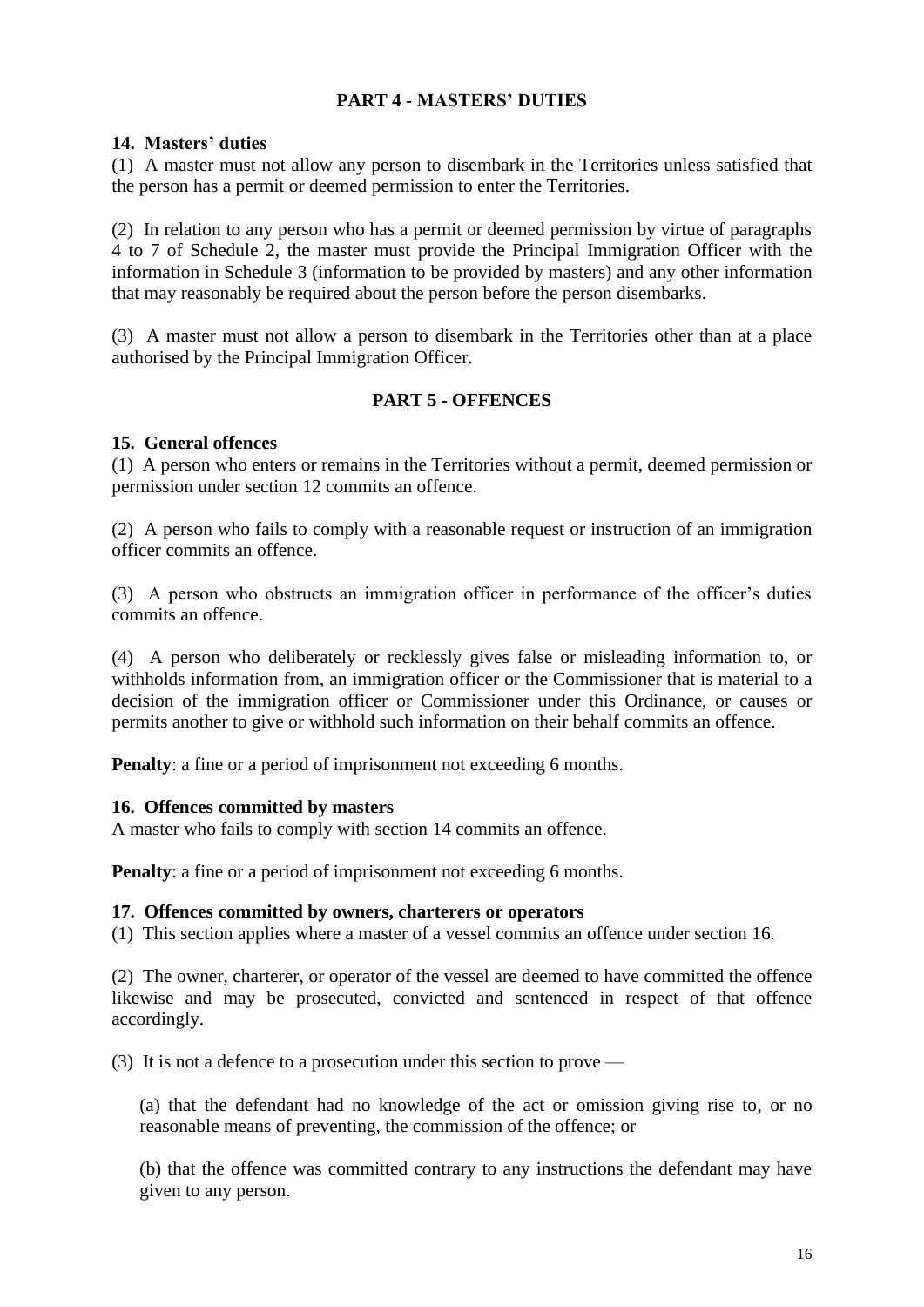## PART 4 - MASTERS' DUTIES

### 14. Masters' duties

(1) A master must not allow any person to disembark in the Territories unless satisfied that the person has a permit or deemed permission to enter the Territories.

(2) In relation to any person who has a permit or deemed permission by virtue of paragraphs 4 to 7 of Schedule 2, the master must provide the Principal Immigration Officer with the information in Schedule 3 (information to be provided by masters) and any other information that may reasonably be required about the person before the person disembarks.

(3) A master must not allow a person to disembark in the Territories other than at a place authorised by the Principal Immigration Officer.

## PART 5 - OFFENCES

### 15. General offences

(1) A person who enters or remains in the Territories without a permit, deemed permission or permission under section 12 commits an offence.

(2) A person who fails to comply with a reasonable request or instruction of an immigration officer commits an offence.

(3) A person who obstructs an immigration officer in performance of the officer's duties commits an offence.

(4) A person who deliberately or recklessly gives false or misleading information to, or withholds information from, an immigration officer or the Commissioner that is material to a decision of the immigration officer or Commissioner under this Ordinance, or causes or permits another to give or withhold such information on their behalf commits an offence.

**Penalty**: a fine or a period of imprisonment not exceeding 6 months.

### 16. Offences committed by masters

A master who fails to comply with section 14 commits an offence.

**Penalty**: a fine or a period of imprisonment not exceeding 6 months.

### 17. Offences committed by owners, charterers or operators

(1) This section applies where a master of a vessel commits an offence under section 16.

(2) The owner, charterer, or operator of the vessel are deemed to have committed the offence likewise and may be prosecuted, convicted and sentenced in respect of that offence accordingly.

(3) It is not a defence to a prosecution under this section to prove —

(a) that the defendant had no knowledge of the act or omission giving rise to, or no reasonable means of preventing, the commission of the offence; or

(b) that the offence was committed contrary to any instructions the defendant may have given to any person.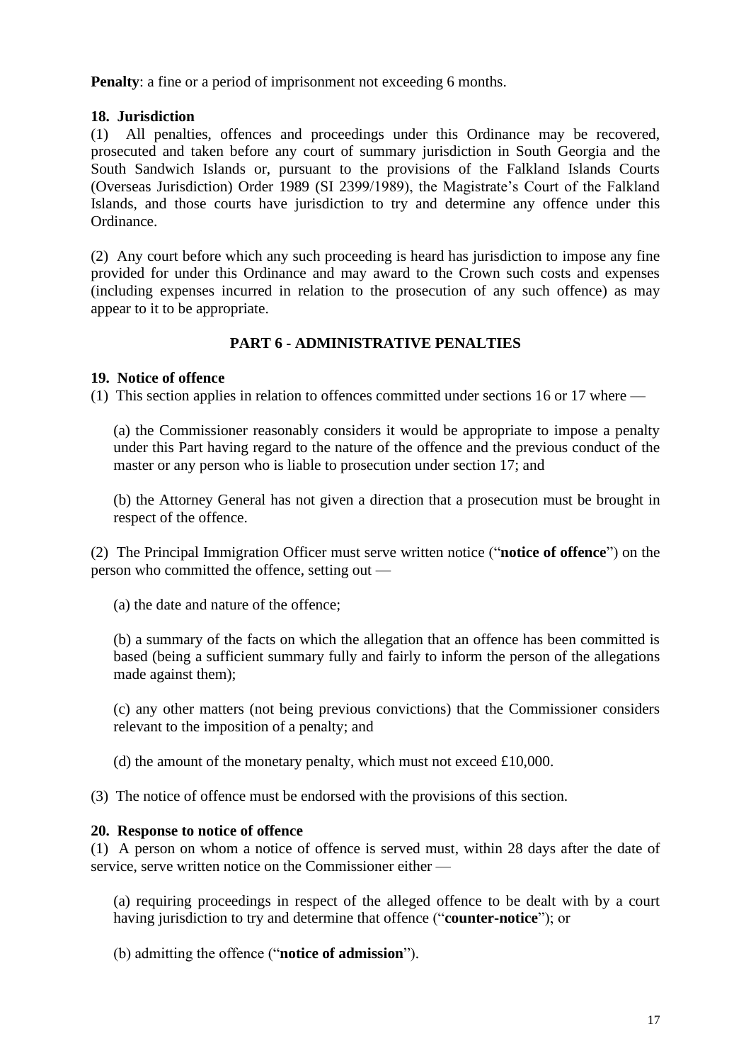**Penalty**: a fine or a period of imprisonment not exceeding 6 months.

**18. Jurisdiction**

(1) All penalties, offences and proceedings under this Ordinance may be recovered, prosecuted and taken before any court of summary jurisdiction in South Georgia and the South Sandwich Islands or, pursuant to the provisions of the Falkland Islands Courts (Overseas Jurisdiction) Order 1989 (SI 2399/1989), the Magistrate's Court of the Falkland Islands, and those courts have jurisdiction to try and determine any offence under this Ordinance.

(2) Any court before which any such proceeding is heard has jurisdiction to impose any fine provided for under this Ordinance and may award to the Crown such costs and expenses (including expenses incurred in relation to the prosecution of any such offence) as may appear to it to be appropriate.

## PART 6 - ADMINISTRATIVE PENALTIES

**19. Notice of offence**

(1) This section applies in relation to offences committed under sections 16 or 17 where —

(a) the Commissioner reasonably considers it would be appropriate to impose a penalty under this Part having regard to the nature of the offence and the previous conduct of the master or any person who is liable to prosecution under section 17; and

(b) the Attorney General has not given a direction that a prosecution must be brought in respect of the offence.

(2) The Principal Immigration Officer must serve written notice ("**notice of offence**") on the person who committed the offence, setting out —

(a) the date and nature of the offence;

(b) a summary of the facts on which the allegation that an offence has been committed is based (being a sufficient summary fully and fairly to inform the person of the allegations made against them);

(c) any other matters (not being previous convictions) that the Commissioner considers relevant to the imposition of a penalty; and

(d) the amount of the monetary penalty, which must not exceed £10,000.

(3) The notice of offence must be endorsed with the provisions of this section.

**20. Response to notice of offence**

(1) A person on whom a notice of offence is served must, within 28 days after the date of service, serve written notice on the Commissioner either —

(a) requiring proceedings in respect of the alleged offence to be dealt with by a court having jurisdiction to try and determine that offence ("**counter-notice**"); or

(b) admitting the offence ("**notice of admission**").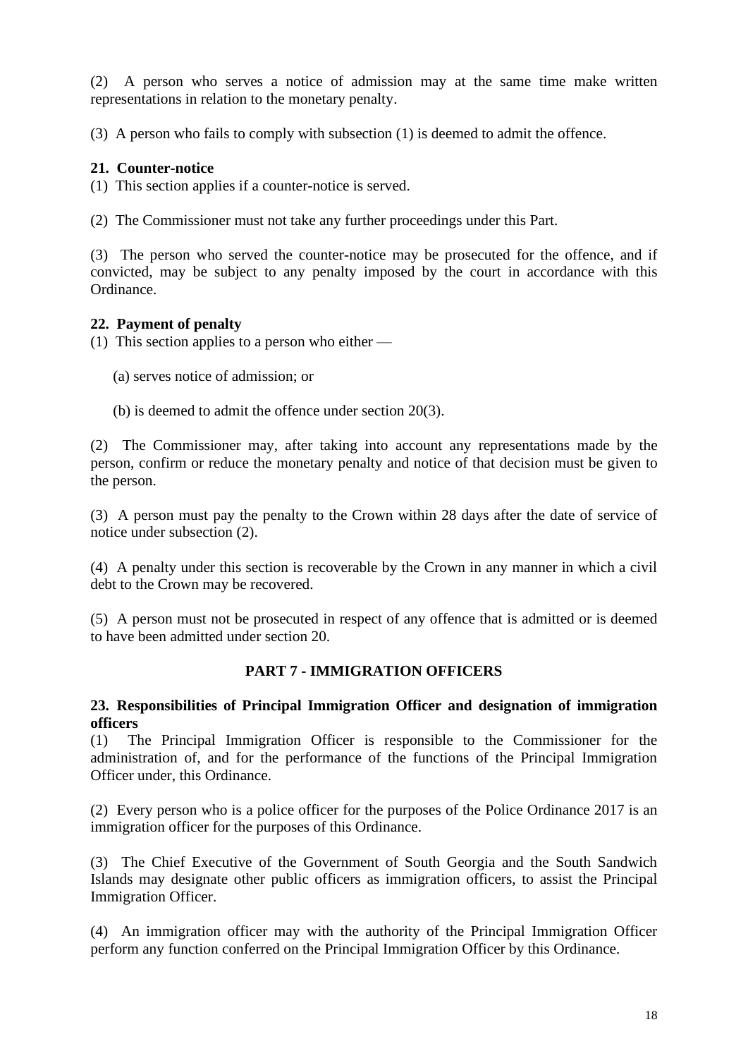(2) A person who serves a notice of admission may at the same time make written representations in relation to the monetary penalty.

(3) A person who fails to comply with subsection (1) is deemed to admit the offence.

**21. Counter-notice**

(1) This section applies if a counter-notice is served.

(2) The Commissioner must not take any further proceedings under this Part.

(3) The person who served the counter-notice may be prosecuted for the offence, and if convicted, may be subject to any penalty imposed by the court in accordance with this Ordinance.

**22. Payment of penalty**

(1) This section applies to a person who either —

(a) serves notice of admission; or

(b) is deemed to admit the offence under section 20(3).

(2) The Commissioner may, after taking into account any representations made by the person, confirm or reduce the monetary penalty and notice of that decision must be given to the person.

(3) A person must pay the penalty to the Crown within 28 days after the date of service of notice under subsection (2).

(4) A penalty under this section is recoverable by the Crown in any manner in which a civil debt to the Crown may be recovered.

(5) A person must not be prosecuted in respect of any offence that is admitted or is deemed to have been admitted under section 20.

## PART 7 - IMMIGRATION OFFICERS

**23. Responsibilities of Principal Immigration Officer and designation of immigration officers**

(1) The Principal Immigration Officer is responsible to the Commissioner for the administration of, and for the performance of the functions of the Principal Immigration Officer under, this Ordinance.

(2) Every person who is a police officer for the purposes of the Police Ordinance 2017 is an immigration officer for the purposes of this Ordinance.

(3) The Chief Executive of the Government of South Georgia and the South Sandwich Islands may designate other public officers as immigration officers, to assist the Principal Immigration Officer.

(4) An immigration officer may with the authority of the Principal Immigration Officer perform any function conferred on the Principal Immigration Officer by this Ordinance.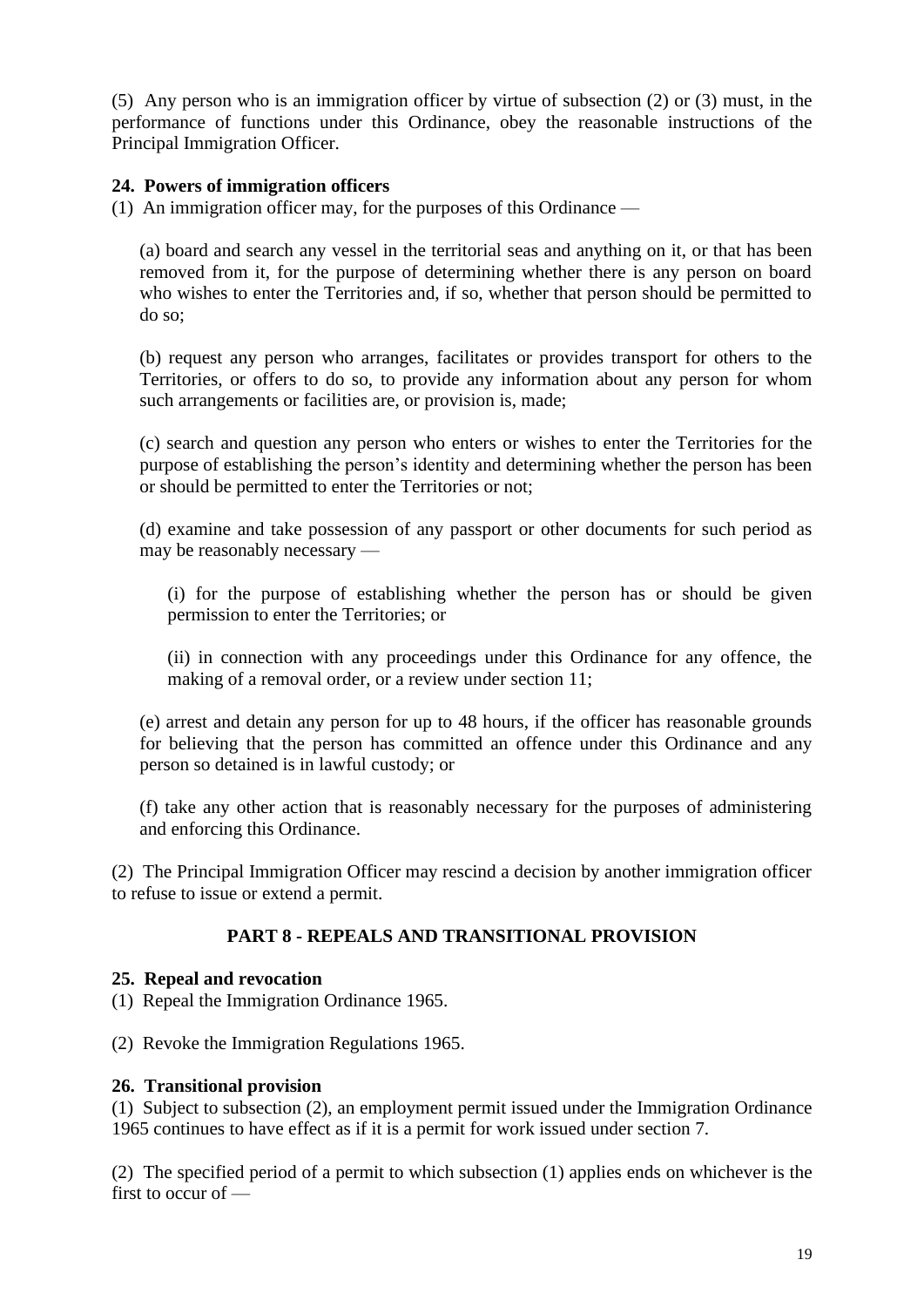(5) Any person who is an immigration officer by virtue of subsection (2) or (3) must, in the performance of functions under this Ordinance, obey the reasonable instructions of the Principal Immigration Officer.

**24. Powers of immigration officers**

(1) An immigration officer may, for the purposes of this Ordinance —

(a) board and search any vessel in the territorial seas and anything on it, or that has been removed from it, for the purpose of determining whether there is any person on board who wishes to enter the Territories and, if so, whether that person should be permitted to do so;

(b) request any person who arranges, facilitates or provides transport for others to the Territories, or offers to do so, to provide any information about any person for whom such arrangements or facilities are, or provision is, made;

(c) search and question any person who enters or wishes to enter the Territories for the purpose of establishing the person's identity and determining whether the person has been or should be permitted to enter the Territories or not;

(d) examine and take possession of any passport or other documents for such period as may be reasonably necessary —

(i) for the purpose of establishing whether the person has or should be given permission to enter the Territories; or

(ii) in connection with any proceedings under this Ordinance for any offence, the making of a removal order, or a review under section 11;

(e) arrest and detain any person for up to 48 hours, if the officer has reasonable grounds for believing that the person has committed an offence under this Ordinance and any person so detained is in lawful custody; or

(f) take any other action that is reasonably necessary for the purposes of administering and enforcing this Ordinance.

(2) The Principal Immigration Officer may rescind a decision by another immigration officer to refuse to issue or extend a permit.

## PART 8 - REPEALS AND TRANSITIONAL PROVISION

**25. Repeal and revocation**

(1) Repeal the Immigration Ordinance 1965.

(2) Revoke the Immigration Regulations 1965.

**26. Transitional provision**

(1) Subject to subsection (2), an employment permit issued under the Immigration Ordinance 1965 continues to have effect as if it is a permit for work issued under section 7.

(2) The specified period of a permit to which subsection (1) applies ends on whichever is the first to occur of —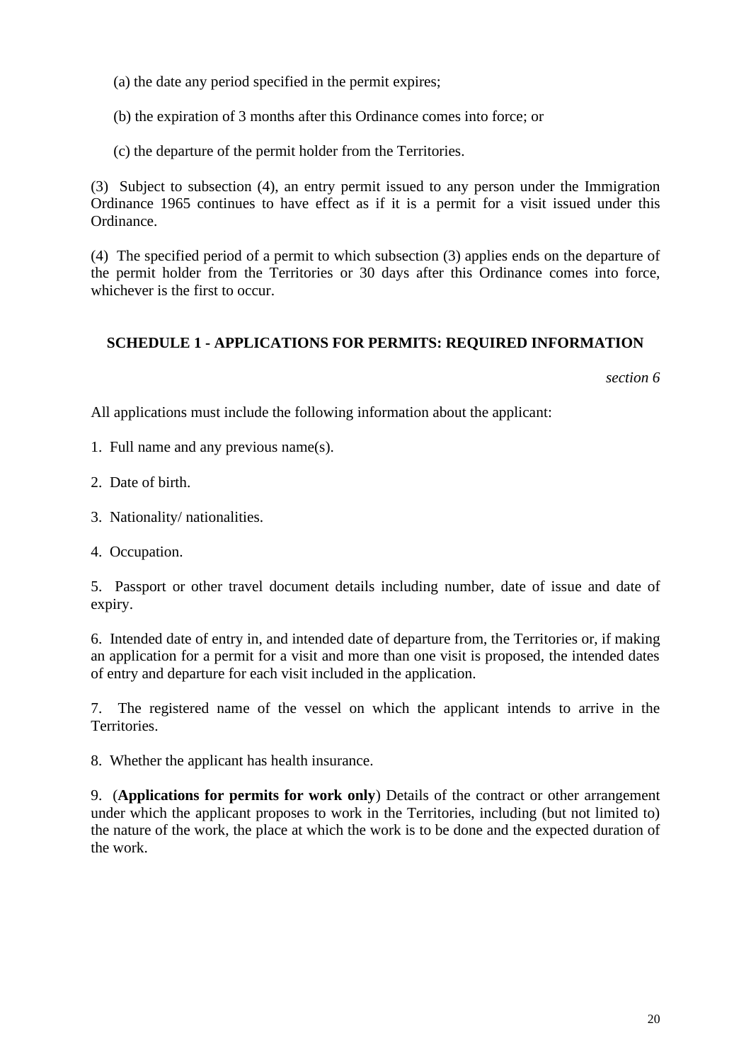(a) the date any period specified in the permit expires;

(b) the expiration of 3 months after this Ordinance comes into force; or

(c) the departure of the permit holder from the Territories.

(3) Subject to subsection (4), an entry permit issued to any person under the Immigration Ordinance 1965 continues to have effect as if it is a permit for a visit issued under this Ordinance.

(4) The specified period of a permit to which subsection (3) applies ends on the departure of the permit holder from the Territories or 30 days after this Ordinance comes into force, whichever is the first to occur.

## SCHEDULE 1 - APPLICATIONS FOR PERMITS: REQUIRED INFORMATION

*section 6*

All applications must include the following information about the applicant:

1. Full name and any previous name(s).

2. Date of birth.

3. Nationality/ nationalities.

4. Occupation.

5. Passport or other travel document details including number, date of issue and date of expiry.

6. Intended date of entry in, and intended date of departure from, the Territories or, if making an application for a permit for a visit and more than one visit is proposed, the intended dates of entry and departure for each visit included in the application.

7. The registered name of the vessel on which the applicant intends to arrive in the Territories.

8. Whether the applicant has health insurance.

9. (**Applications for permits for work only**) Details of the contract or other arrangement under which the applicant proposes to work in the Territories, including (but not limited to) the nature of the work, the place at which the work is to be done and the expected duration of the work.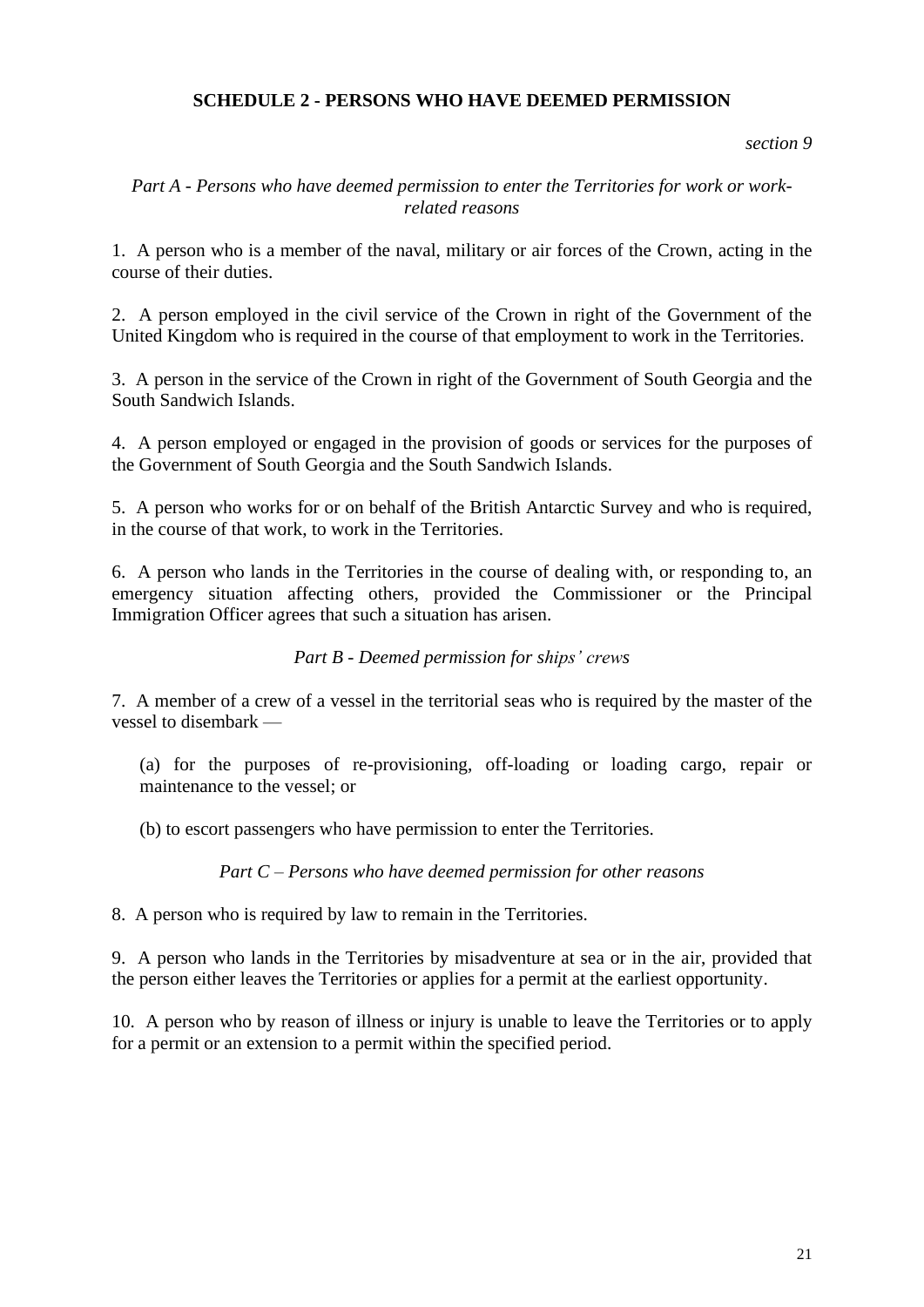## SCHEDULE 2 - PERSONS WHO HAVE DEEMED PERMISSION

*section 9*

*Part A - Persons who have deemed permission to enter the Territories for work or work-related reasons*

1. A person who is a member of the naval, military or air forces of the Crown, acting in the course of their duties.

2. A person employed in the civil service of the Crown in right of the Government of the United Kingdom who is required in the course of that employment to work in the Territories.

3. A person in the service of the Crown in right of the Government of South Georgia and the South Sandwich Islands.

4. A person employed or engaged in the provision of goods or services for the purposes of the Government of South Georgia and the South Sandwich Islands.

5. A person who works for or on behalf of the British Antarctic Survey and who is required, in the course of that work, to work in the Territories.

6. A person who lands in the Territories in the course of dealing with, or responding to, an emergency situation affecting others, provided the Commissioner or the Principal Immigration Officer agrees that such a situation has arisen.

*Part B - Deemed permission for ships' crews*

7. A member of a crew of a vessel in the territorial seas who is required by the master of the vessel to disembark —

(a) for the purposes of re-provisioning, off-loading or loading cargo, repair or maintenance to the vessel; or

(b) to escort passengers who have permission to enter the Territories.

*Part C – Persons who have deemed permission for other reasons*

8. A person who is required by law to remain in the Territories.

9. A person who lands in the Territories by misadventure at sea or in the air, provided that the person either leaves the Territories or applies for a permit at the earliest opportunity.

10. A person who by reason of illness or injury is unable to leave the Territories or to apply for a permit or an extension to a permit within the specified period.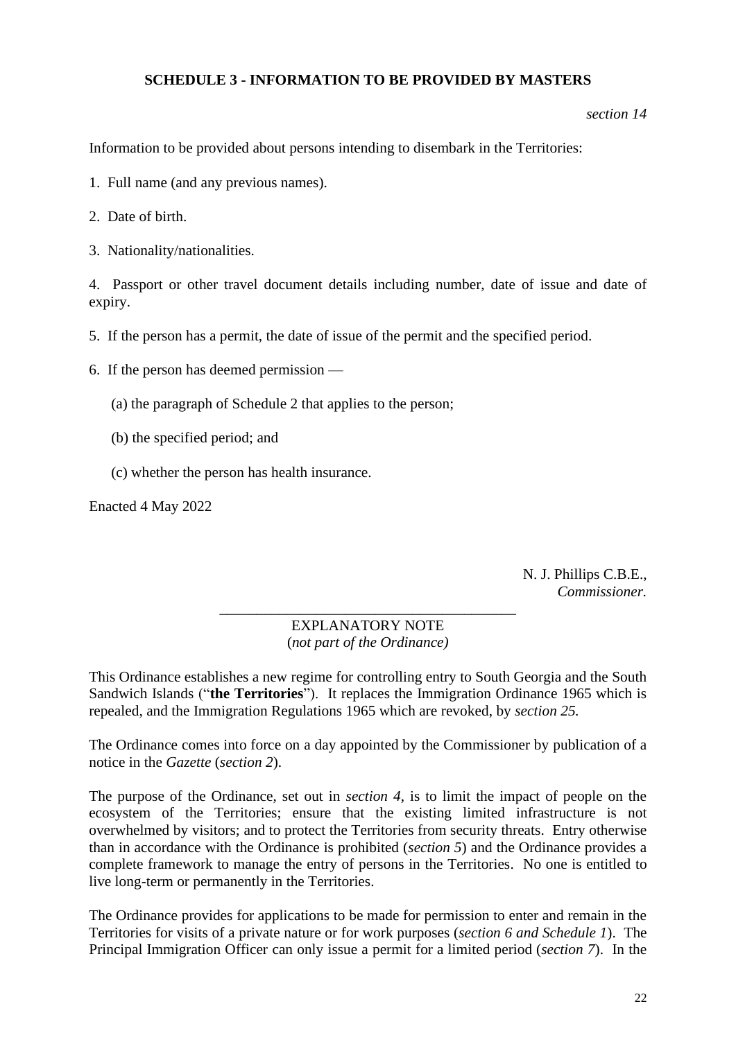## SCHEDULE 3 - INFORMATION TO BE PROVIDED BY MASTERS

*section 14*

Information to be provided about persons intending to disembark in the Territories:

1. Full name (and any previous names).

2. Date of birth.

3. Nationality/nationalities.

4. Passport or other travel document details including number, date of issue and date of expiry.

5. If the person has a permit, the date of issue of the permit and the specified period.

6. If the person has deemed permission —

   (a) the paragraph of Schedule 2 that applies to the person;

   (b) the specified period; and

   (c) whether the person has health insurance.

Enacted 4 May 2022

N. J. Phillips C.B.E.,
*Commissioner.*

---

EXPLANATORY NOTE
(*not part of the Ordinance)*

This Ordinance establishes a new regime for controlling entry to South Georgia and the South Sandwich Islands ("**the Territories**"). It replaces the Immigration Ordinance 1965 which is repealed, and the Immigration Regulations 1965 which are revoked, by *section 25.*

The Ordinance comes into force on a day appointed by the Commissioner by publication of a notice in the *Gazette* (*section 2*).

The purpose of the Ordinance, set out in *section 4*, is to limit the impact of people on the ecosystem of the Territories; ensure that the existing limited infrastructure is not overwhelmed by visitors; and to protect the Territories from security threats. Entry otherwise than in accordance with the Ordinance is prohibited (*section 5*) and the Ordinance provides a complete framework to manage the entry of persons in the Territories. No one is entitled to live long-term or permanently in the Territories.

The Ordinance provides for applications to be made for permission to enter and remain in the Territories for visits of a private nature or for work purposes (*section 6 and Schedule 1*). The Principal Immigration Officer can only issue a permit for a limited period (*section 7*). In the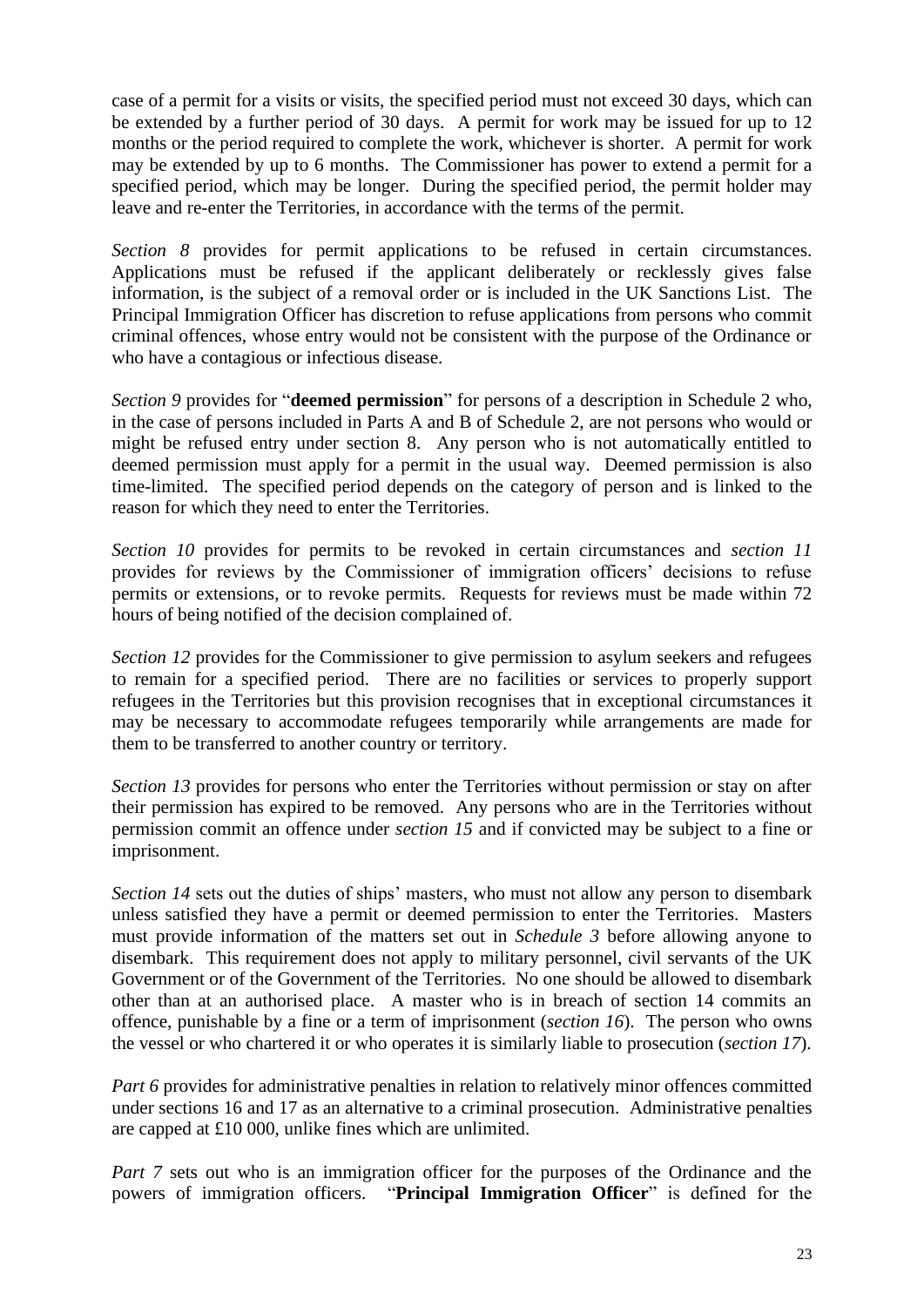case of a permit for a visits or visits, the specified period must not exceed 30 days, which can be extended by a further period of 30 days. A permit for work may be issued for up to 12 months or the period required to complete the work, whichever is shorter. A permit for work may be extended by up to 6 months. The Commissioner has power to extend a permit for a specified period, which may be longer. During the specified period, the permit holder may leave and re-enter the Territories, in accordance with the terms of the permit.

*Section 8* provides for permit applications to be refused in certain circumstances. Applications must be refused if the applicant deliberately or recklessly gives false information, is the subject of a removal order or is included in the UK Sanctions List. The Principal Immigration Officer has discretion to refuse applications from persons who commit criminal offences, whose entry would not be consistent with the purpose of the Ordinance or who have a contagious or infectious disease.

*Section 9* provides for "**deemed permission**" for persons of a description in Schedule 2 who, in the case of persons included in Parts A and B of Schedule 2, are not persons who would or might be refused entry under section 8. Any person who is not automatically entitled to deemed permission must apply for a permit in the usual way. Deemed permission is also time-limited. The specified period depends on the category of person and is linked to the reason for which they need to enter the Territories.

*Section 10* provides for permits to be revoked in certain circumstances and *section 11* provides for reviews by the Commissioner of immigration officers' decisions to refuse permits or extensions, or to revoke permits. Requests for reviews must be made within 72 hours of being notified of the decision complained of.

*Section 12* provides for the Commissioner to give permission to asylum seekers and refugees to remain for a specified period. There are no facilities or services to properly support refugees in the Territories but this provision recognises that in exceptional circumstances it may be necessary to accommodate refugees temporarily while arrangements are made for them to be transferred to another country or territory.

*Section 13* provides for persons who enter the Territories without permission or stay on after their permission has expired to be removed. Any persons who are in the Territories without permission commit an offence under *section 15* and if convicted may be subject to a fine or imprisonment.

*Section 14* sets out the duties of ships' masters, who must not allow any person to disembark unless satisfied they have a permit or deemed permission to enter the Territories. Masters must provide information of the matters set out in *Schedule 3* before allowing anyone to disembark. This requirement does not apply to military personnel, civil servants of the UK Government or of the Government of the Territories. No one should be allowed to disembark other than at an authorised place. A master who is in breach of section 14 commits an offence, punishable by a fine or a term of imprisonment (*section 16*). The person who owns the vessel or who chartered it or who operates it is similarly liable to prosecution (*section 17*).

*Part 6* provides for administrative penalties in relation to relatively minor offences committed under sections 16 and 17 as an alternative to a criminal prosecution. Administrative penalties are capped at £10 000, unlike fines which are unlimited.

*Part 7* sets out who is an immigration officer for the purposes of the Ordinance and the powers of immigration officers. "**Principal Immigration Officer**" is defined for the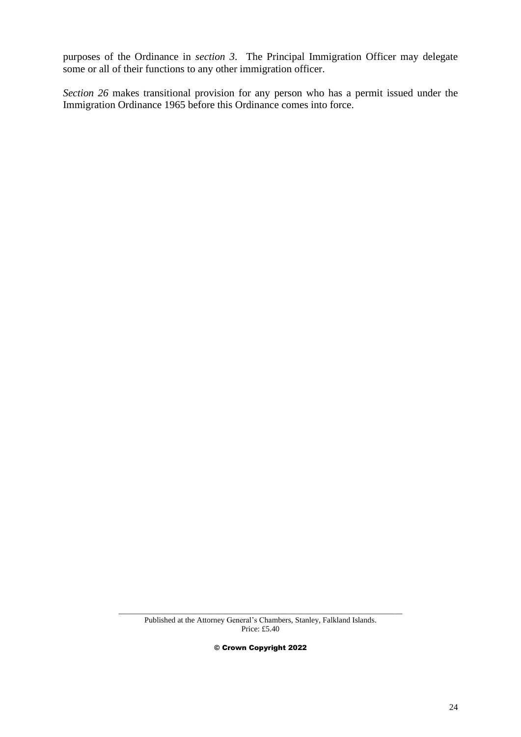purposes of the Ordinance in *section 3*. The Principal Immigration Officer may delegate some or all of their functions to any other immigration officer.

*Section 26* makes transitional provision for any person who has a permit issued under the Immigration Ordinance 1965 before this Ordinance comes into force.

---

Published at the Attorney General's Chambers, Stanley, Falkland Islands.
Price: £5.40

**© Crown Copyright 2022**